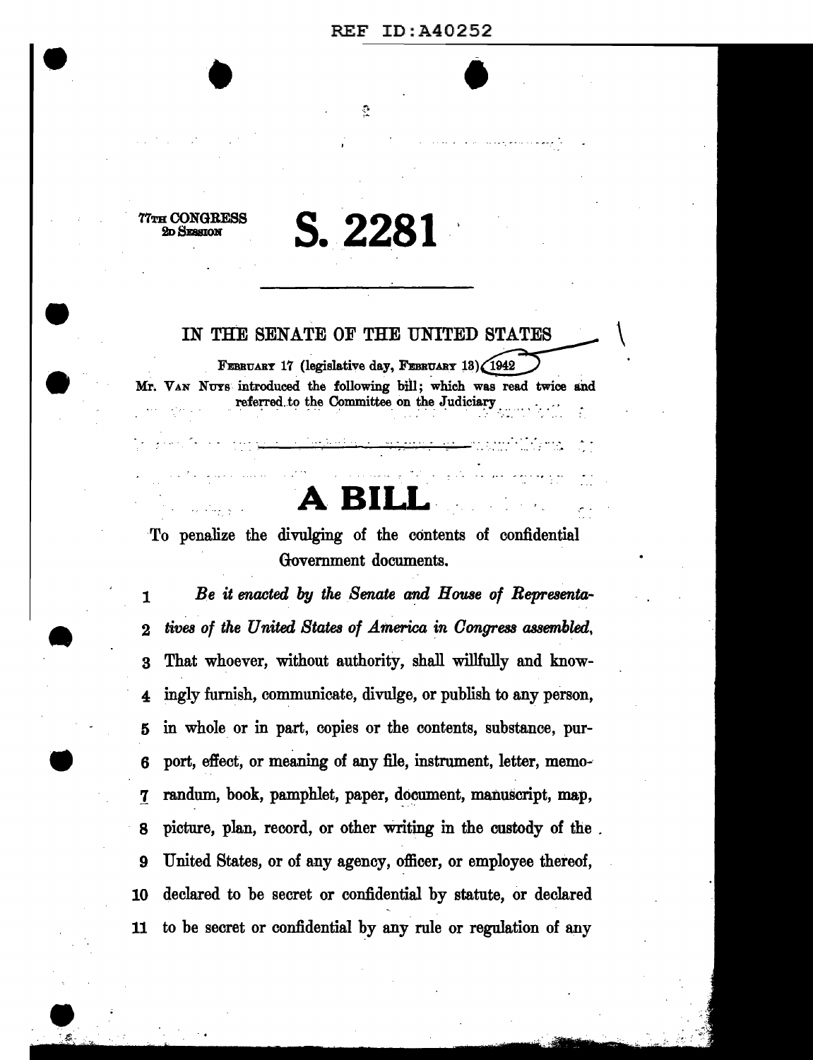REF ID:A40252

77TH CONGRESS
2D SESSION

# S. 2281

IN THE SENATE OF THE UNITED STATES

FEBRUARY 17 (legislative day, FEBRUARY 13), 1942

Mr. VAN NUYS introduced the following bill; which was read twice and referred to the Committee on the Judiciary

# A BILL

To penalize the divulging of the contents of confidential Government documents.

1 *Be it enacted by the Senate and House of Representa-*
2 *tives of the United States of America in Congress assembled,*
3 That whoever, without authority, shall willfully and know-
4 ingly furnish, communicate, divulge, or publish to any person,
5 in whole or in part, copies or the contents, substance, pur-
6 port, effect, or meaning of any file, instrument, letter, memo-
7 randum, book, pamphlet, paper, document, manuscript, map,
8 picture, plan, record, or other writing in the custody of the
9 United States, or of any agency, officer, or employee thereof,
10 declared to be secret or confidential by statute, or declared
11 to be secret or confidential by any rule or regulation of any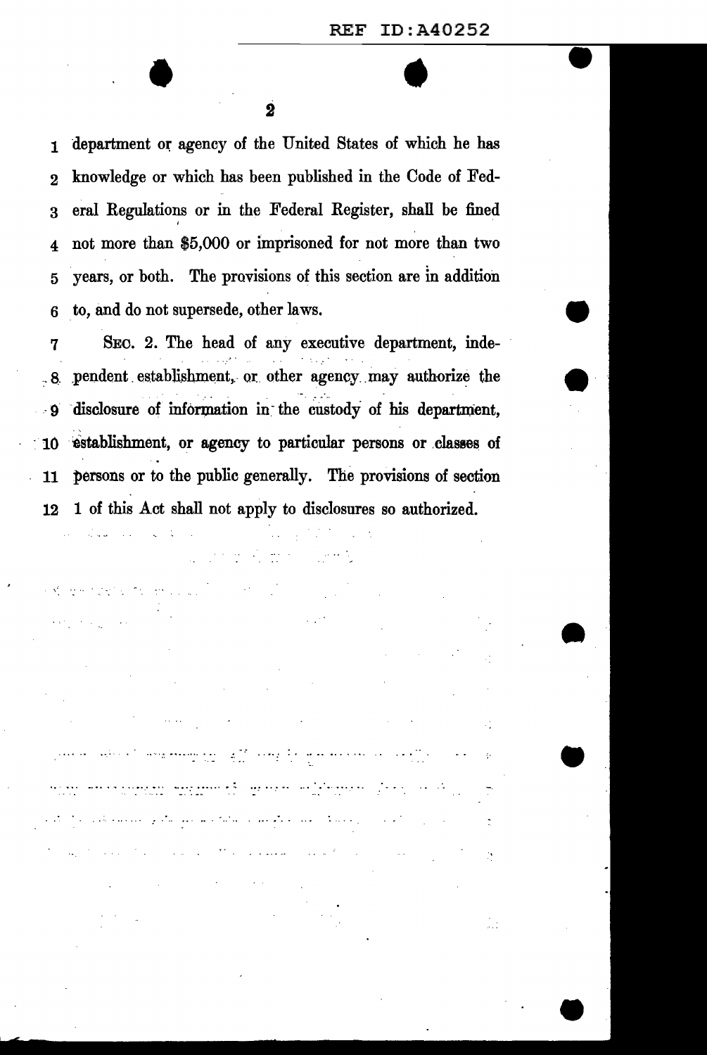department or agency of the United States of which he has knowledge or which has been published in the Code of Federal Regulations or in the Federal Register, shall be fined not more than $5,000 or imprisoned for not more than two years, or both. The provisions of this section are in addition to, and do not supersede, other laws.

SEC. 2. The head of any executive department, independent establishment, or other agency may authorize the disclosure of information in the custody of his department, establishment, or agency to particular persons or classes of persons or to the public generally. The provisions of section 1 of this Act shall not apply to disclosures so authorized.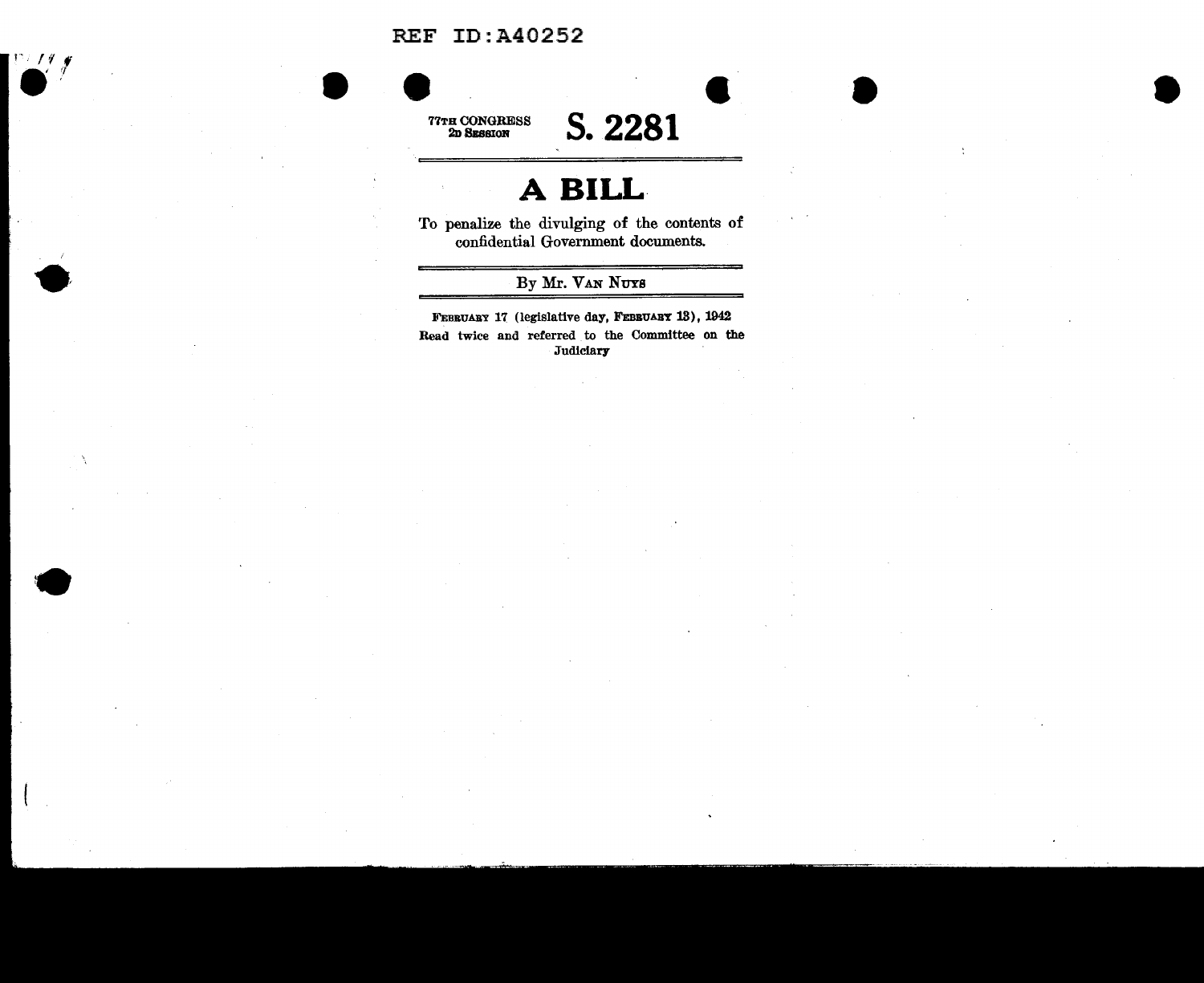REF ID:A40252

77TH CONGRESS
2D SESSION

# S. 2281

# A BILL

To penalize the divulging of the contents of confidential Government documents.

By Mr. VAN NUYS

FEBRUARY 17 (legislative day, FEBRUARY 13), 1942

Read twice and referred to the Committee on the Judiciary